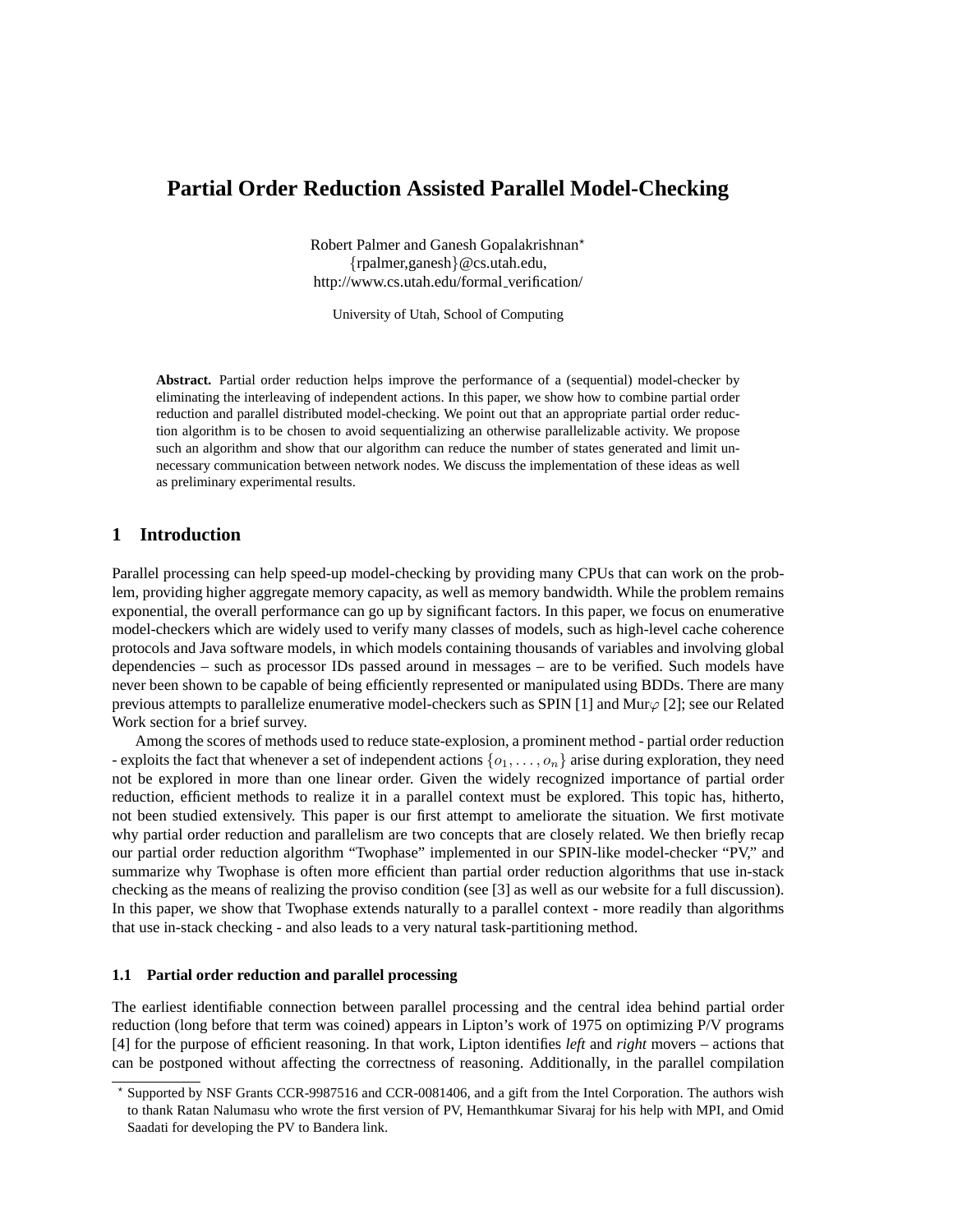# Partial Order Reduction Assisted Parallel Model-Checking

Robert Palmer and Ganesh Gopalakrishnan*
{rpalmer,ganesh}@cs.utah.edu,
http://www.cs.utah.edu/formal_verification/

University of Utah, School of Computing

**Abstract.** Partial order reduction helps improve the performance of a (sequential) model-checker by eliminating the interleaving of independent actions. In this paper, we show how to combine partial order reduction and parallel distributed model-checking. We point out that an appropriate partial order reduction algorithm is to be chosen to avoid sequentializing an otherwise parallelizable activity. We propose such an algorithm and show that our algorithm can reduce the number of states generated and limit unnecessary communication between network nodes. We discuss the implementation of these ideas as well as preliminary experimental results.

## 1 Introduction

Parallel processing can help speed-up model-checking by providing many CPUs that can work on the problem, providing higher aggregate memory capacity, as well as memory bandwidth. While the problem remains exponential, the overall performance can go up by significant factors. In this paper, we focus on enumerative model-checkers which are widely used to verify many classes of models, such as high-level cache coherence protocols and Java software models, in which models containing thousands of variables and involving global dependencies – such as processor IDs passed around in messages – are to be verified. Such models have never been shown to be capable of being efficiently represented or manipulated using BDDs. There are many previous attempts to parallelize enumerative model-checkers such as SPIN [1] and Mur$\varphi$ [2]; see our Related Work section for a brief survey.

Among the scores of methods used to reduce state-explosion, a prominent method - partial order reduction - exploits the fact that whenever a set of independent actions $\{o_1, \ldots, o_n\}$ arise during exploration, they need not be explored in more than one linear order. Given the widely recognized importance of partial order reduction, efficient methods to realize it in a parallel context must be explored. This topic has, hitherto, not been studied extensively. This paper is our first attempt to ameliorate the situation. We first motivate why partial order reduction and parallelism are two concepts that are closely related. We then briefly recap our partial order reduction algorithm "Twophase" implemented in our SPIN-like model-checker "PV," and summarize why Twophase is often more efficient than partial order reduction algorithms that use in-stack checking as the means of realizing the proviso condition (see [3] as well as our website for a full discussion). In this paper, we show that Twophase extends naturally to a parallel context - more readily than algorithms that use in-stack checking - and also leads to a very natural task-partitioning method.

### 1.1 Partial order reduction and parallel processing

The earliest identifiable connection between parallel processing and the central idea behind partial order reduction (long before that term was coined) appears in Lipton's work of 1975 on optimizing P/V programs [4] for the purpose of efficient reasoning. In that work, Lipton identifies *left* and *right* movers – actions that can be postponed without affecting the correctness of reasoning. Additionally, in the parallel compilation

* Supported by NSF Grants CCR-9987516 and CCR-0081406, and a gift from the Intel Corporation. The authors wish to thank Ratan Nalumasu who wrote the first version of PV, Hemanthkumar Sivaraj for his help with MPI, and Omid Saadati for developing the PV to Bandera link.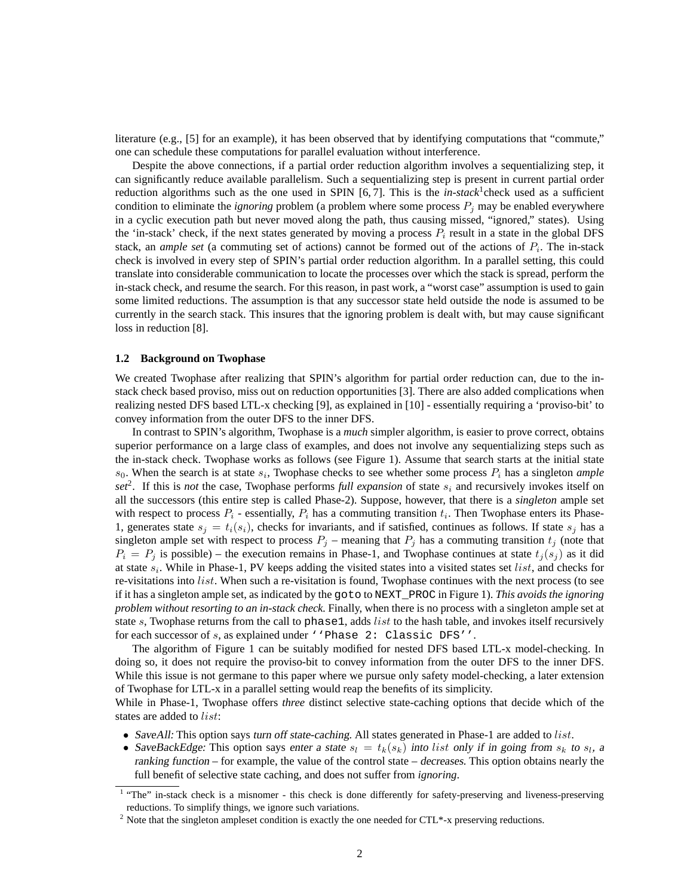literature (e.g., [5] for an example), it has been observed that by identifying computations that "commute," one can schedule these computations for parallel evaluation without interference.

Despite the above connections, if a partial order reduction algorithm involves a sequentializing step, it can significantly reduce available parallelism. Such a sequentializing step is present in current partial order reduction algorithms such as the one used in SPIN [6, 7]. This is the *in-stack*[1] check used as a sufficient condition to eliminate the *ignoring* problem (a problem where some process $P_j$ may be enabled everywhere in a cyclic execution path but never moved along the path, thus causing missed, "ignored," states). Using the 'in-stack' check, if the next states generated by moving a process $P_i$ result in a state in the global DFS stack, an *ample set* (a commuting set of actions) cannot be formed out of the actions of $P_i$. The in-stack check is involved in every step of SPIN's partial order reduction algorithm. In a parallel setting, this could translate into considerable communication to locate the processes over which the stack is spread, perform the in-stack check, and resume the search. For this reason, in past work, a "worst case" assumption is used to gain some limited reductions. The assumption is that any successor state held outside the node is assumed to be currently in the search stack. This insures that the ignoring problem is dealt with, but may cause significant loss in reduction [8].

### 1.2 Background on Twophase

We created Twophase after realizing that SPIN's algorithm for partial order reduction can, due to the in-stack check based proviso, miss out on reduction opportunities [3]. There are also added complications when realizing nested DFS based LTL-x checking [9], as explained in [10] - essentially requiring a 'proviso-bit' to convey information from the outer DFS to the inner DFS.

In contrast to SPIN's algorithm, Twophase is a *much* simpler algorithm, is easier to prove correct, obtains superior performance on a large class of examples, and does not involve any sequentializing steps such as the in-stack check. Twophase works as follows (see Figure 1). Assume that search starts at the initial state $s_0$. When the search is at state $s_i$, Twophase checks to see whether some process $P_i$ has a singleton *ample set*[2]. If this is *not* the case, Twophase performs *full expansion* of state $s_i$ and recursively invokes itself on all the successors (this entire step is called Phase-2). Suppose, however, that there is a *singleton* ample set with respect to process $P_i$ - essentially, $P_i$ has a commuting transition $t_i$. Then Twophase enters its Phase-1, generates state $s_j = t_i(s_i)$, checks for invariants, and if satisfied, continues as follows. If state $s_j$ has a singleton ample set with respect to process $P_j$ – meaning that $P_j$ has a commuting transition $t_j$ (note that $P_i = P_j$ is possible) – the execution remains in Phase-1, and Twophase continues at state $t_j(s_j)$ as it did at state $s_i$. While in Phase-1, PV keeps adding the visited states into a visited states set $list$, and checks for re-visitations into $list$. When such a re-visitation is found, Twophase continues with the next process (to see if it has a singleton ample set, as indicated by the `goto` to `NEXT_PROC` in Figure 1). *This avoids the ignoring problem without resorting to an in-stack check.* Finally, when there is no process with a singleton ample set at state $s$, Twophase returns from the call to `phase1`, adds $list$ to the hash table, and invokes itself recursively for each successor of $s$, as explained under `''Phase 2: Classic DFS''`.

The algorithm of Figure 1 can be suitably modified for nested DFS based LTL-x model-checking. In doing so, it does not require the proviso-bit to convey information from the outer DFS to the inner DFS. While this issue is not germane to this paper where we pursue only safety model-checking, a later extension of Twophase for LTL-x in a parallel setting would reap the benefits of its simplicity.

While in Phase-1, Twophase offers *three* distinct selective state-caching options that decide which of the states are added to $list$:

- *SaveAll:* This option says *turn off state-caching.* All states generated in Phase-1 are added to $list$.
- *SaveBackEdge:* This option says *enter a state $s_l = t_k(s_k)$ into $list$ only if in going from $s_k$ to $s_l$, a ranking function* – for example, the value of the control state – *decreases.* This option obtains nearly the full benefit of selective state caching, and does not suffer from *ignoring*.

[1] "The" in-stack check is a misnomer - this check is done differently for safety-preserving and liveness-preserving reductions. To simplify things, we ignore such variations.

[2] Note that the singleton ampleset condition is exactly the one needed for CTL*-x preserving reductions.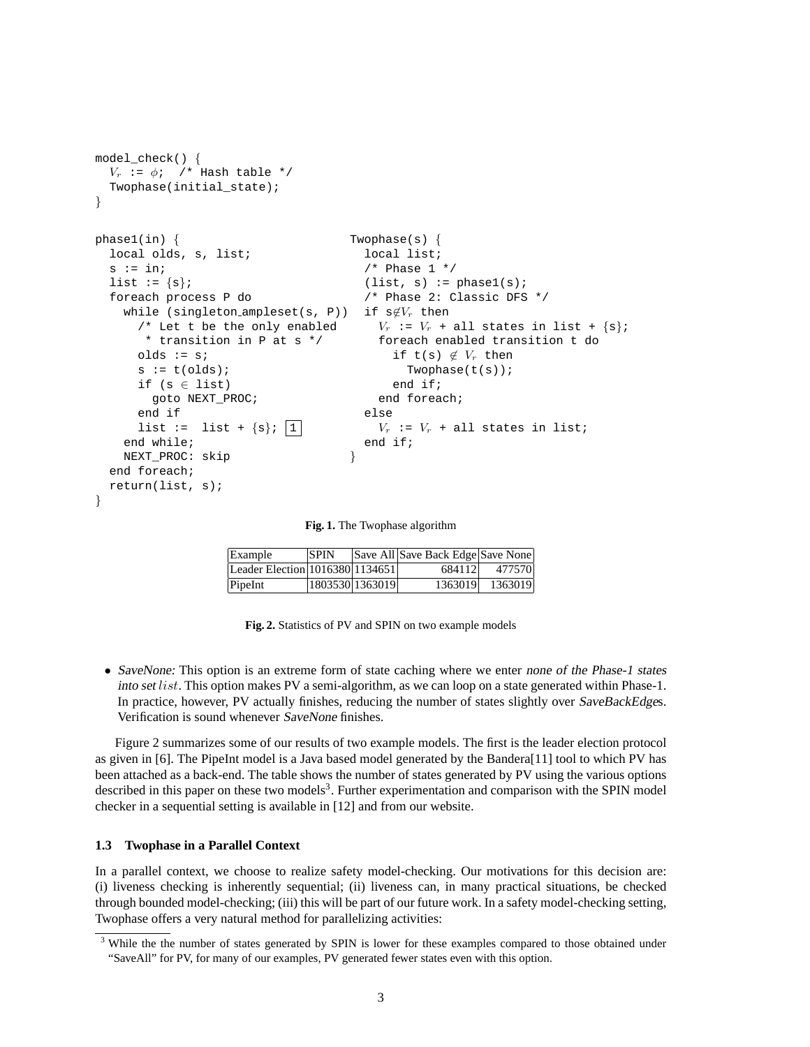```
model_check() {
  Vr := φ;  /* Hash table */
  Twophase(initial_state);
}

phase1(in) {
  local olds, s, list;
  s := in;
  list := {s};
  foreach process P do
    while (singleton_ampleset(s, P))
      /* Let t be the only enabled
       * transition in P at s */
      olds := s;
      s := t(olds);
      if (s ∈ list)
        goto NEXT_PROC;
      end if
      list :=  list + {s}; [1]
    end while;
    NEXT_PROC: skip
  end foreach;
  return(list, s);
}

Twophase(s) {
  local list;
  /* Phase 1 */
  (list, s) := phase1(s);
  /* Phase 2: Classic DFS */
  if s∉Vr then
    Vr := Vr + all states in list + {s};
    foreach enabled transition t do
      if t(s) ∉ Vr then
        Twophase(t(s));
      end if;
    end foreach;
  else
    Vr := Vr + all states in list;
  end if;
}
```

**Fig. 1.** The Twophase algorithm

| Example | SPIN | Save All | Save Back Edge | Save None |
|---|---|---|---|---|
| Leader Election | 1016380 | 1134651 | 684112 | 477570 |
| PipeInt | 1803530 | 1363019 | 1363019 | 1363019 |

**Fig. 2.** Statistics of PV and SPIN on two example models

- *SaveNone:* This option is an extreme form of state caching where we enter *none of the Phase-1 states into set* $list$. This option makes PV a semi-algorithm, as we can loop on a state generated within Phase-1. In practice, however, PV actually finishes, reducing the number of states slightly over *SaveBackEdge*s. Verification is sound whenever *SaveNone* finishes.

Figure 2 summarizes some of our results of two example models. The first is the leader election protocol as given in [6]. The PipeInt model is a Java based model generated by the Bandera[11] tool to which PV has been attached as a back-end. The table shows the number of states generated by PV using the various options described in this paper on these two models[3]. Further experimentation and comparison with the SPIN model checker in a sequential setting is available in [12] and from our website.

### 1.3 Twophase in a Parallel Context

In a parallel context, we choose to realize safety model-checking. Our motivations for this decision are: (i) liveness checking is inherently sequential; (ii) liveness can, in many practical situations, be checked through bounded model-checking; (iii) this will be part of our future work. In a safety model-checking setting, Twophase offers a very natural method for parallelizing activities:

[3] While the the number of states generated by SPIN is lower for these examples compared to those obtained under "SaveAll" for PV, for many of our examples, PV generated fewer states even with this option.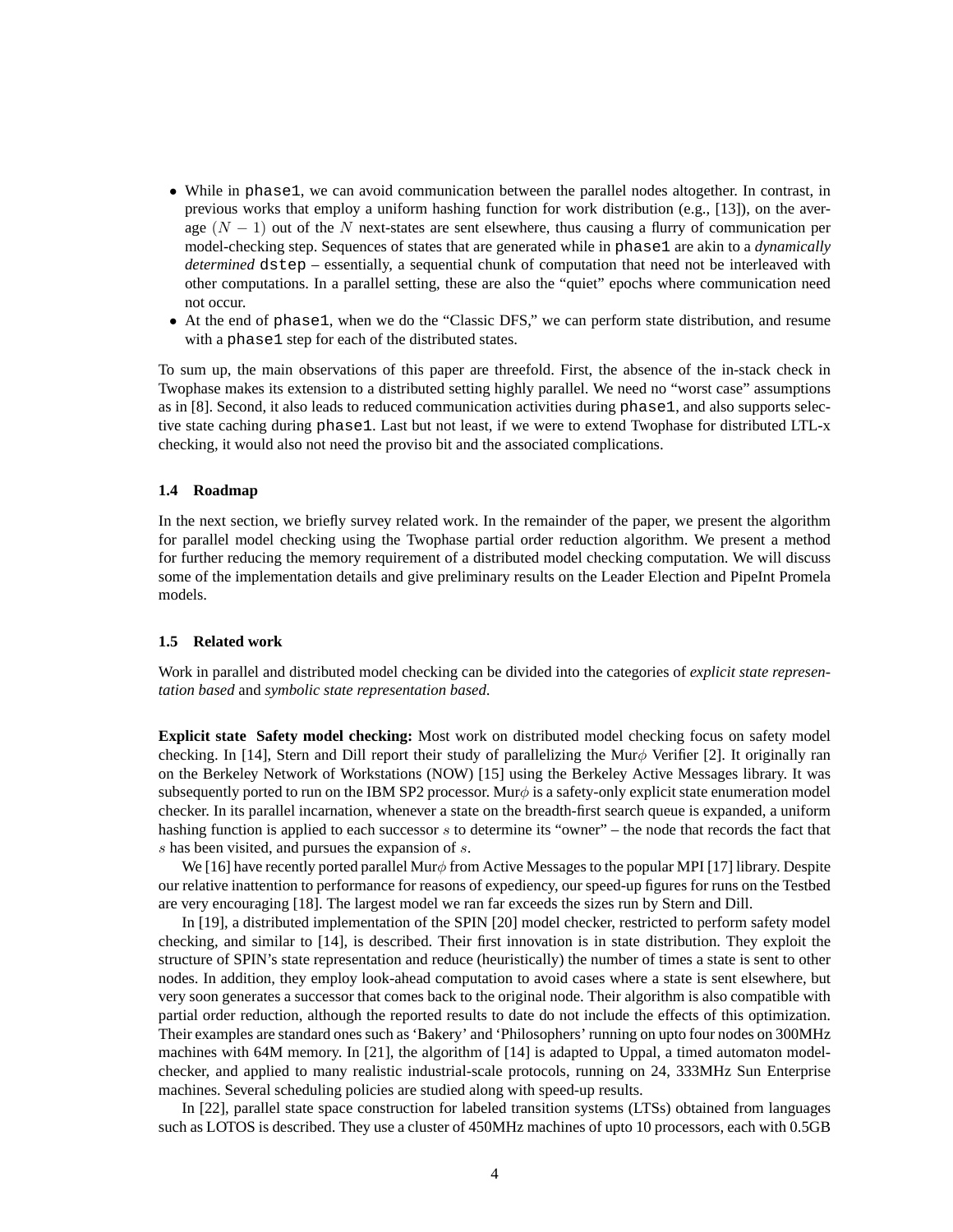- While in `phase1`, we can avoid communication between the parallel nodes altogether. In contrast, in previous works that employ a uniform hashing function for work distribution (e.g., [13]), on the average $(N - 1)$ out of the $N$ next-states are sent elsewhere, thus causing a flurry of communication per model-checking step. Sequences of states that are generated while in `phase1` are akin to a *dynamically determined* `dstep` – essentially, a sequential chunk of computation that need not be interleaved with other computations. In a parallel setting, these are also the "quiet" epochs where communication need not occur.
- At the end of `phase1`, when we do the "Classic DFS," we can perform state distribution, and resume with a `phase1` step for each of the distributed states.

To sum up, the main observations of this paper are threefold. First, the absence of the in-stack check in Twophase makes its extension to a distributed setting highly parallel. We need no "worst case" assumptions as in [8]. Second, it also leads to reduced communication activities during `phase1`, and also supports selective state caching during `phase1`. Last but not least, if we were to extend Twophase for distributed LTL-x checking, it would also not need the proviso bit and the associated complications.

### 1.4 Roadmap

In the next section, we briefly survey related work. In the remainder of the paper, we present the algorithm for parallel model checking using the Twophase partial order reduction algorithm. We present a method for further reducing the memory requirement of a distributed model checking computation. We will discuss some of the implementation details and give preliminary results on the Leader Election and PipeInt Promela models.

### 1.5 Related work

Work in parallel and distributed model checking can be divided into the categories of *explicit state representation based* and *symbolic state representation based*.

**Explicit state Safety model checking:** Most work on distributed model checking focus on safety model checking. In [14], Stern and Dill report their study of parallelizing the Mur$\phi$ Verifier [2]. It originally ran on the Berkeley Network of Workstations (NOW) [15] using the Berkeley Active Messages library. It was subsequently ported to run on the IBM SP2 processor. Mur$\phi$ is a safety-only explicit state enumeration model checker. In its parallel incarnation, whenever a state on the breadth-first search queue is expanded, a uniform hashing function is applied to each successor $s$ to determine its "owner" – the node that records the fact that $s$ has been visited, and pursues the expansion of $s$.

We [16] have recently ported parallel Mur$\phi$ from Active Messages to the popular MPI [17] library. Despite our relative inattention to performance for reasons of expediency, our speed-up figures for runs on the Testbed are very encouraging [18]. The largest model we ran far exceeds the sizes run by Stern and Dill.

In [19], a distributed implementation of the SPIN [20] model checker, restricted to perform safety model checking, and similar to [14], is described. Their first innovation is in state distribution. They exploit the structure of SPIN's state representation and reduce (heuristically) the number of times a state is sent to other nodes. In addition, they employ look-ahead computation to avoid cases where a state is sent elsewhere, but very soon generates a successor that comes back to the original node. Their algorithm is also compatible with partial order reduction, although the reported results to date do not include the effects of this optimization. Their examples are standard ones such as 'Bakery' and 'Philosophers' running on upto four nodes on 300MHz machines with 64M memory. In [21], the algorithm of [14] is adapted to Uppal, a timed automaton model-checker, and applied to many realistic industrial-scale protocols, running on 24, 333MHz Sun Enterprise machines. Several scheduling policies are studied along with speed-up results.

In [22], parallel state space construction for labeled transition systems (LTSs) obtained from languages such as LOTOS is described. They use a cluster of 450MHz machines of upto 10 processors, each with 0.5GB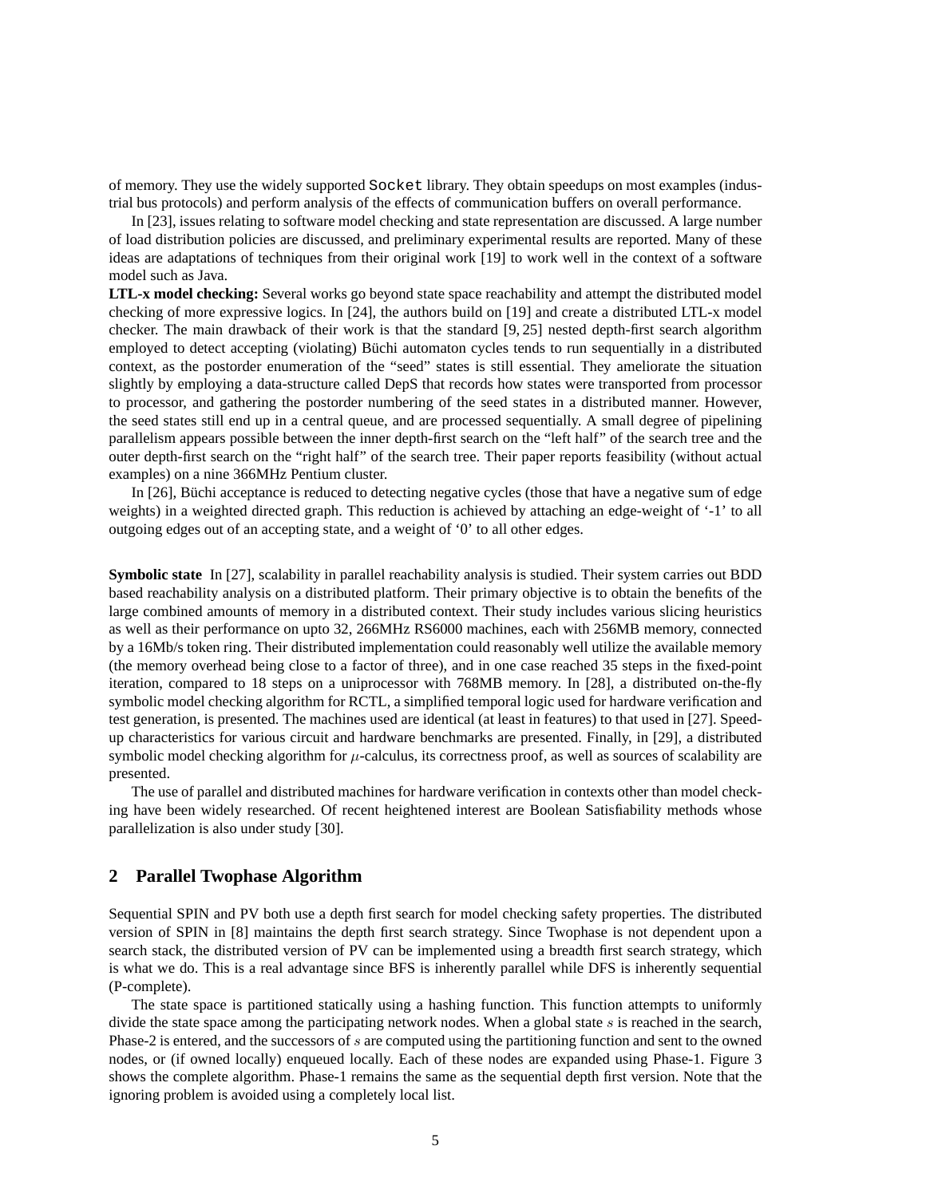of memory. They use the widely supported `Socket` library. They obtain speedups on most examples (industrial bus protocols) and perform analysis of the effects of communication buffers on overall performance.

In [23], issues relating to software model checking and state representation are discussed. A large number of load distribution policies are discussed, and preliminary experimental results are reported. Many of these ideas are adaptations of techniques from their original work [19] to work well in the context of a software model such as Java.

**LTL-x model checking:** Several works go beyond state space reachability and attempt the distributed model checking of more expressive logics. In [24], the authors build on [19] and create a distributed LTL-x model checker. The main drawback of their work is that the standard [9, 25] nested depth-first search algorithm employed to detect accepting (violating) Büchi automaton cycles tends to run sequentially in a distributed context, as the postorder enumeration of the "seed" states is still essential. They ameliorate the situation slightly by employing a data-structure called DepS that records how states were transported from processor to processor, and gathering the postorder numbering of the seed states in a distributed manner. However, the seed states still end up in a central queue, and are processed sequentially. A small degree of pipelining parallelism appears possible between the inner depth-first search on the "left half" of the search tree and the outer depth-first search on the "right half" of the search tree. Their paper reports feasibility (without actual examples) on a nine 366MHz Pentium cluster.

In [26], Büchi acceptance is reduced to detecting negative cycles (those that have a negative sum of edge weights) in a weighted directed graph. This reduction is achieved by attaching an edge-weight of '-1' to all outgoing edges out of an accepting state, and a weight of '0' to all other edges.

**Symbolic state** In [27], scalability in parallel reachability analysis is studied. Their system carries out BDD based reachability analysis on a distributed platform. Their primary objective is to obtain the benefits of the large combined amounts of memory in a distributed context. Their study includes various slicing heuristics as well as their performance on upto 32, 266MHz RS6000 machines, each with 256MB memory, connected by a 16Mb/s token ring. Their distributed implementation could reasonably well utilize the available memory (the memory overhead being close to a factor of three), and in one case reached 35 steps in the fixed-point iteration, compared to 18 steps on a uniprocessor with 768MB memory. In [28], a distributed on-the-fly symbolic model checking algorithm for RCTL, a simplified temporal logic used for hardware verification and test generation, is presented. The machines used are identical (at least in features) to that used in [27]. Speed-up characteristics for various circuit and hardware benchmarks are presented. Finally, in [29], a distributed symbolic model checking algorithm for $\mu$-calculus, its correctness proof, as well as sources of scalability are presented.

The use of parallel and distributed machines for hardware verification in contexts other than model checking have been widely researched. Of recent heightened interest are Boolean Satisfiability methods whose parallelization is also under study [30].

## 2 Parallel Twophase Algorithm

Sequential SPIN and PV both use a depth first search for model checking safety properties. The distributed version of SPIN in [8] maintains the depth first search strategy. Since Twophase is not dependent upon a search stack, the distributed version of PV can be implemented using a breadth first search strategy, which is what we do. This is a real advantage since BFS is inherently parallel while DFS is inherently sequential (P-complete).

The state space is partitioned statically using a hashing function. This function attempts to uniformly divide the state space among the participating network nodes. When a global state $s$ is reached in the search, Phase-2 is entered, and the successors of $s$ are computed using the partitioning function and sent to the owned nodes, or (if owned locally) enqueued locally. Each of these nodes are expanded using Phase-1. Figure 3 shows the complete algorithm. Phase-1 remains the same as the sequential depth first version. Note that the ignoring problem is avoided using a completely local list.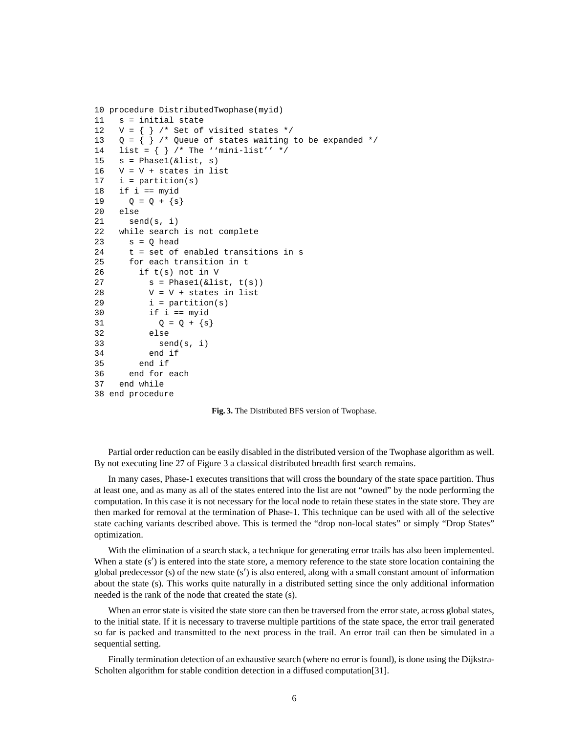```
10 procedure DistributedTwophase(myid)
11   s = initial state
12   V = { } /* Set of visited states */
13   Q = { } /* Queue of states waiting to be expanded */
14   list = { } /* The ‘‘mini-list’’ */
15   s = Phase1(&list, s)
16   V = V + states in list
17   i = partition(s)
18   if i == myid
19     Q = Q + {s}
20   else
21     send(s, i)
22   while search is not complete
23     s = Q head
24     t = set of enabled transitions in s
25     for each transition in t
26       if t(s) not in V
27         s = Phase1(&list, t(s))
28         V = V + states in list
29         i = partition(s)
30         if i == myid
31           Q = Q + {s}
32         else
33           send(s, i)
34         end if
35       end if
36     end for each
37   end while
38 end procedure
```

**Fig. 3.** The Distributed BFS version of Twophase.

Partial order reduction can be easily disabled in the distributed version of the Twophase algorithm as well. By not executing line 27 of Figure 3 a classical distributed breadth first search remains.

In many cases, Phase-1 executes transitions that will cross the boundary of the state space partition. Thus at least one, and as many as all of the states entered into the list are not "owned" by the node performing the computation. In this case it is not necessary for the local node to retain these states in the state store. They are then marked for removal at the termination of Phase-1. This technique can be used with all of the selective state caching variants described above. This is termed the "drop non-local states" or simply "Drop States" optimization.

With the elimination of a search stack, a technique for generating error trails has also been implemented. When a state (s′) is entered into the state store, a memory reference to the state store location containing the global predecessor (s) of the new state (s′) is also entered, along with a small constant amount of information about the state (s). This works quite naturally in a distributed setting since the only additional information needed is the rank of the node that created the state (s).

When an error state is visited the state store can then be traversed from the error state, across global states, to the initial state. If it is necessary to traverse multiple partitions of the state space, the error trail generated so far is packed and transmitted to the next process in the trail. An error trail can then be simulated in a sequential setting.

Finally termination detection of an exhaustive search (where no error is found), is done using the Dijkstra-Scholten algorithm for stable condition detection in a diffused computation[31].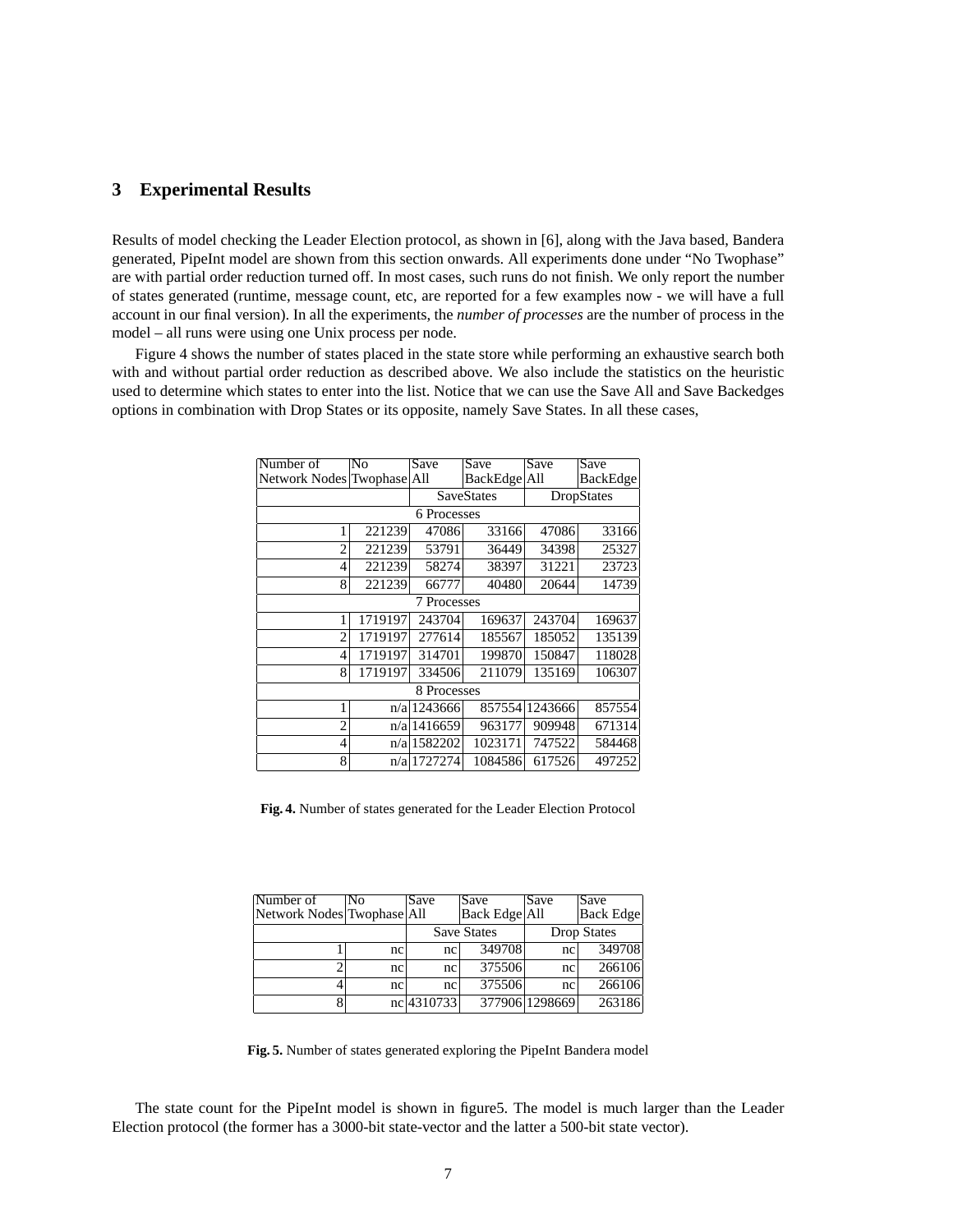## 3 Experimental Results

Results of model checking the Leader Election protocol, as shown in [6], along with the Java based, Bandera generated, PipeInt model are shown from this section onwards. All experiments done under "No Twophase" are with partial order reduction turned off. In most cases, such runs do not finish. We only report the number of states generated (runtime, message count, etc, are reported for a few examples now - we will have a full account in our final version). In all the experiments, the *number of processes* are the number of process in the model – all runs were using one Unix process per node.

Figure 4 shows the number of states placed in the state store while performing an exhaustive search both with and without partial order reduction as described above. We also include the statistics on the heuristic used to determine which states to enter into the list. Notice that we can use the Save All and Save Backedges options in combination with Drop States or its opposite, namely Save States. In all these cases,

| Number of Network Nodes | No Twophase | Save All | Save BackEdge | Save All | Save BackEdge |
|---|---|---|---|---|---|
| | | SaveStates | | DropStates | |
| 6 Processes | | | | | |
| 1 | 221239 | 47086 | 33166 | 47086 | 33166 |
| 2 | 221239 | 53791 | 36449 | 34398 | 25327 |
| 4 | 221239 | 58274 | 38397 | 31221 | 23723 |
| 8 | 221239 | 66777 | 40480 | 20644 | 14739 |
| 7 Processes | | | | | |
| 1 | 1719197 | 243704 | 169637 | 243704 | 169637 |
| 2 | 1719197 | 277614 | 185567 | 185052 | 135139 |
| 4 | 1719197 | 314701 | 199870 | 150847 | 118028 |
| 8 | 1719197 | 334506 | 211079 | 135169 | 106307 |
| 8 Processes | | | | | |
| 1 | n/a | 1243666 | 857554 | 1243666 | 857554 |
| 2 | n/a | 1416659 | 963177 | 909948 | 671314 |
| 4 | n/a | 1582202 | 1023171 | 747522 | 584468 |
| 8 | n/a | 1727274 | 1084586 | 617526 | 497252 |

**Fig. 4.** Number of states generated for the Leader Election Protocol

| Number of Network Nodes | No Twophase | Save All | Save Back Edge | Save All | Save Back Edge |
|---|---|---|---|---|---|
| | | Save States | | Drop States | |
| 1 | nc | nc | 349708 | nc | 349708 |
| 2 | nc | nc | 375506 | nc | 266106 |
| 4 | nc | nc | 375506 | nc | 266106 |
| 8 | nc | 4310733 | 377906 | 1298669 | 263186 |

**Fig. 5.** Number of states generated exploring the PipeInt Bandera model

The state count for the PipeInt model is shown in figure5. The model is much larger than the Leader Election protocol (the former has a 3000-bit state-vector and the latter a 500-bit state vector).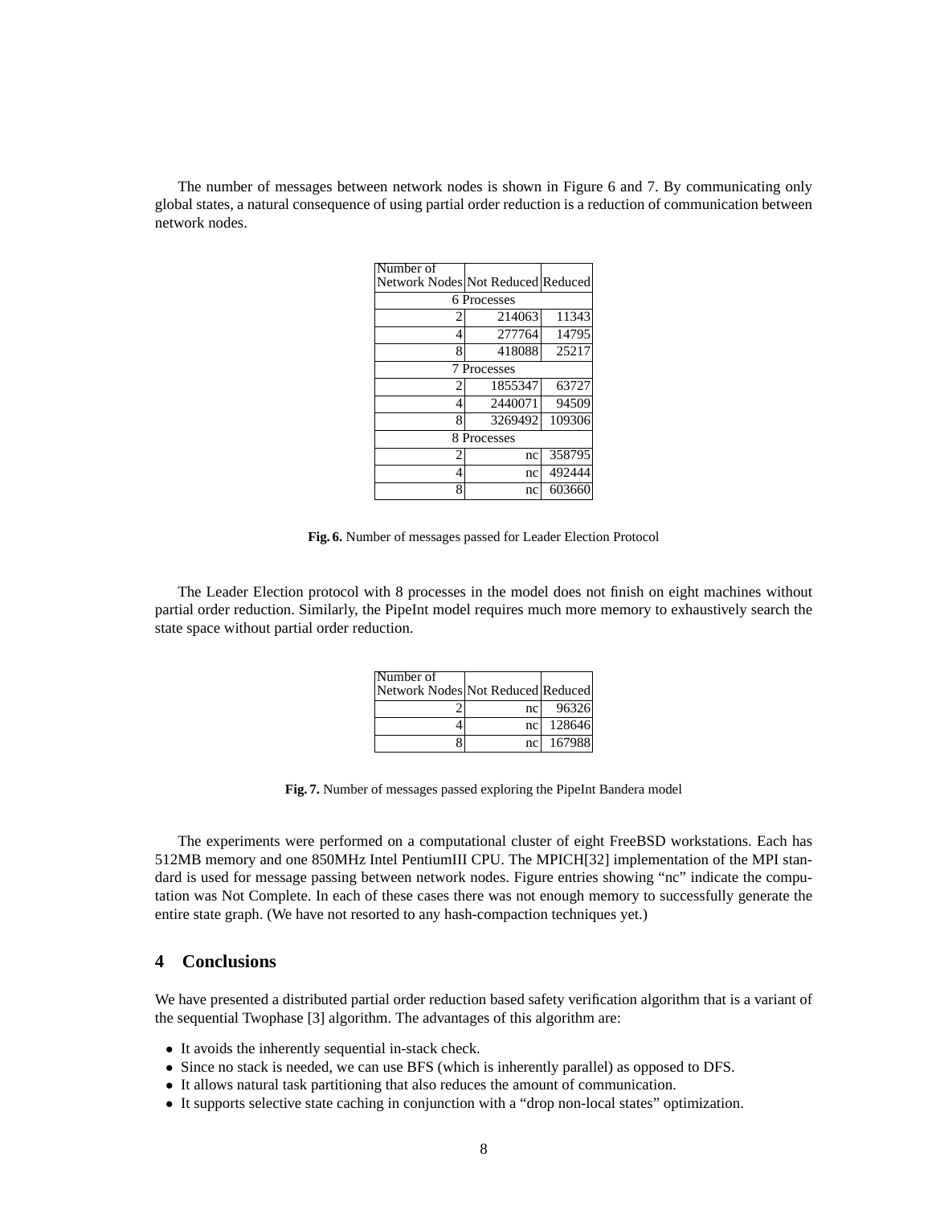The number of messages between network nodes is shown in Figure 6 and 7. By communicating only global states, a natural consequence of using partial order reduction is a reduction of communication between network nodes.

| Number of Network Nodes | Not Reduced | Reduced |
|---|---|---|
| 6 Processes | | |
| 2 | 214063 | 11343 |
| 4 | 277764 | 14795 |
| 8 | 418088 | 25217 |
| 7 Processes | | |
| 2 | 1855347 | 63727 |
| 4 | 2440071 | 94509 |
| 8 | 3269492 | 109306 |
| 8 Processes | | |
| 2 | nc | 358795 |
| 4 | nc | 492444 |
| 8 | nc | 603660 |

**Fig. 6.** Number of messages passed for Leader Election Protocol

The Leader Election protocol with 8 processes in the model does not finish on eight machines without partial order reduction. Similarly, the PipeInt model requires much more memory to exhaustively search the state space without partial order reduction.

| Number of Network Nodes | Not Reduced | Reduced |
|---|---|---|
| 2 | nc | 96326 |
| 4 | nc | 128646 |
| 8 | nc | 167988 |

**Fig. 7.** Number of messages passed exploring the PipeInt Bandera model

The experiments were performed on a computational cluster of eight FreeBSD workstations. Each has 512MB memory and one 850MHz Intel PentiumIII CPU. The MPICH[32] implementation of the MPI standard is used for message passing between network nodes. Figure entries showing "nc" indicate the computation was Not Complete. In each of these cases there was not enough memory to successfully generate the entire state graph. (We have not resorted to any hash-compaction techniques yet.)

## 4 Conclusions

We have presented a distributed partial order reduction based safety verification algorithm that is a variant of the sequential Twophase [3] algorithm. The advantages of this algorithm are:

- It avoids the inherently sequential in-stack check.
- Since no stack is needed, we can use BFS (which is inherently parallel) as opposed to DFS.
- It allows natural task partitioning that also reduces the amount of communication.
- It supports selective state caching in conjunction with a "drop non-local states" optimization.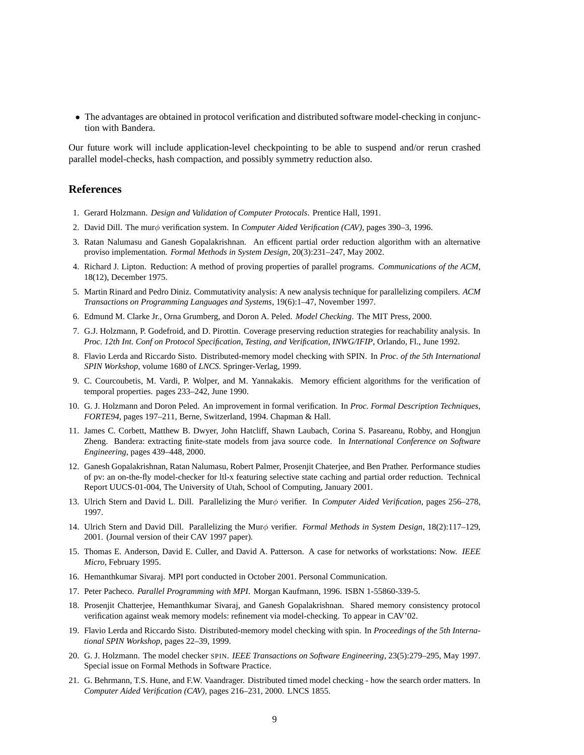- The advantages are obtained in protocol verification and distributed software model-checking in conjunction with Bandera.

Our future work will include application-level checkpointing to be able to suspend and/or rerun crashed parallel model-checks, hash compaction, and possibly symmetry reduction also.

## References

1. Gerard Holzmann. *Design and Validation of Computer Protocals*. Prentice Hall, 1991.
2. David Dill. The mur$\phi$ verification system. In *Computer Aided Verification (CAV)*, pages 390–3, 1996.
3. Ratan Nalumasu and Ganesh Gopalakrishnan. An efficent partial order reduction algorithm with an alternative proviso implementation. *Formal Methods in System Design*, 20(3):231–247, May 2002.
4. Richard J. Lipton. Reduction: A method of proving properties of parallel programs. *Communications of the ACM*, 18(12), December 1975.
5. Martin Rinard and Pedro Diniz. Commutativity analysis: A new analysis technique for parallelizing compilers. *ACM Transactions on Programming Languages and Systems*, 19(6):1–47, November 1997.
6. Edmund M. Clarke Jr., Orna Grumberg, and Doron A. Peled. *Model Checking*. The MIT Press, 2000.
7. G.J. Holzmann, P. Godefroid, and D. Pirottin. Coverage preserving reduction strategies for reachability analysis. In *Proc. 12th Int. Conf on Protocol Specification, Testing, and Verification, INWG/IFIP*, Orlando, Fl., June 1992.
8. Flavio Lerda and Riccardo Sisto. Distributed-memory model checking with SPIN. In *Proc. of the 5th International SPIN Workshop*, volume 1680 of *LNCS*. Springer-Verlag, 1999.
9. C. Courcoubetis, M. Vardi, P. Wolper, and M. Yannakakis. Memory efficient algorithms for the verification of temporal properties. pages 233–242, June 1990.
10. G. J. Holzmann and Doron Peled. An improvement in formal verification. In *Proc. Formal Description Techniques, FORTE94*, pages 197–211, Berne, Switzerland, 1994. Chapman & Hall.
11. James C. Corbett, Matthew B. Dwyer, John Hatcliff, Shawn Laubach, Corina S. Pasareanu, Robby, and Hongjun Zheng. Bandera: extracting finite-state models from java source code. In *International Conference on Software Engineering*, pages 439–448, 2000.
12. Ganesh Gopalakrishnan, Ratan Nalumasu, Robert Palmer, Prosenjit Chaterjee, and Ben Prather. Performance studies of pv: an on-the-fly model-checker for ltl-x featuring selective state caching and partial order reduction. Technical Report UUCS-01-004, The University of Utah, School of Computing, January 2001.
13. Ulrich Stern and David L. Dill. Parallelizing the Mur$\phi$ verifier. In *Computer Aided Verification*, pages 256–278, 1997.
14. Ulrich Stern and David Dill. Parallelizing the Mur$\phi$ verifier. *Formal Methods in System Design*, 18(2):117–129, 2001. (Journal version of their CAV 1997 paper).
15. Thomas E. Anderson, David E. Culler, and David A. Patterson. A case for networks of workstations: Now. *IEEE Micro*, February 1995.
16. Hemanthkumar Sivaraj. MPI port conducted in October 2001. Personal Communication.
17. Peter Pacheco. *Parallel Programming with MPI*. Morgan Kaufmann, 1996. ISBN 1-55860-339-5.
18. Prosenjit Chatterjee, Hemanthkumar Sivaraj, and Ganesh Gopalakrishnan. Shared memory consistency protocol verification against weak memory models: refinement via model-checking. To appear in CAV'02.
19. Flavio Lerda and Riccardo Sisto. Distributed-memory model checking with spin. In *Proceedings of the 5th International SPIN Workshop*, pages 22–39, 1999.
20. G. J. Holzmann. The model checker SPIN. *IEEE Transactions on Software Engineering*, 23(5):279–295, May 1997. Special issue on Formal Methods in Software Practice.
21. G. Behrmann, T.S. Hune, and F.W. Vaandrager. Distributed timed model checking - how the search order matters. In *Computer Aided Verification (CAV)*, pages 216–231, 2000. LNCS 1855.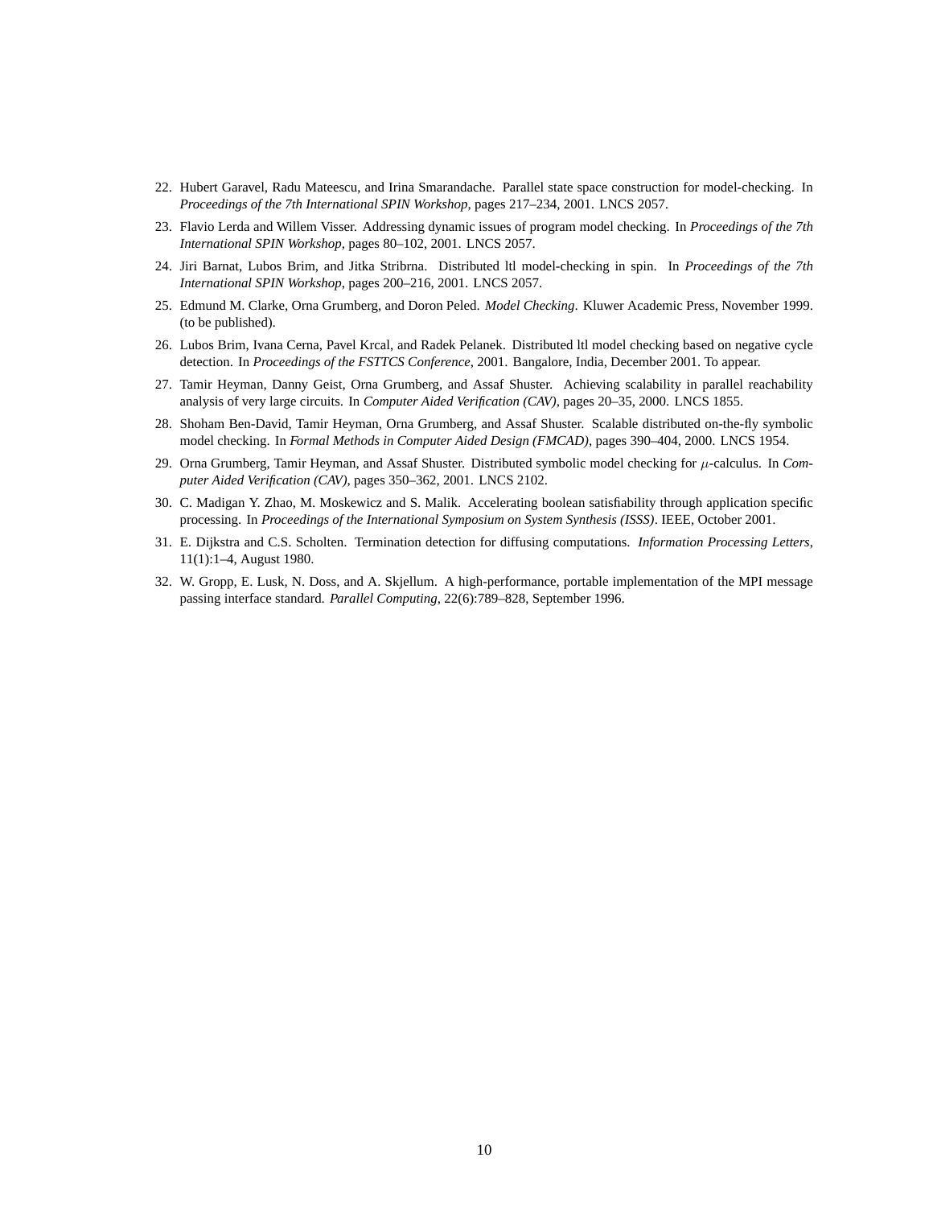22. Hubert Garavel, Radu Mateescu, and Irina Smarandache. Parallel state space construction for model-checking. In *Proceedings of the 7th International SPIN Workshop*, pages 217–234, 2001. LNCS 2057.
23. Flavio Lerda and Willem Visser. Addressing dynamic issues of program model checking. In *Proceedings of the 7th International SPIN Workshop*, pages 80–102, 2001. LNCS 2057.
24. Jiri Barnat, Lubos Brim, and Jitka Stribrna. Distributed ltl model-checking in spin. In *Proceedings of the 7th International SPIN Workshop*, pages 200–216, 2001. LNCS 2057.
25. Edmund M. Clarke, Orna Grumberg, and Doron Peled. *Model Checking*. Kluwer Academic Press, November 1999. (to be published).
26. Lubos Brim, Ivana Cerna, Pavel Krcal, and Radek Pelanek. Distributed ltl model checking based on negative cycle detection. In *Proceedings of the FSTTCS Conference*, 2001. Bangalore, India, December 2001. To appear.
27. Tamir Heyman, Danny Geist, Orna Grumberg, and Assaf Shuster. Achieving scalability in parallel reachability analysis of very large circuits. In *Computer Aided Verification (CAV)*, pages 20–35, 2000. LNCS 1855.
28. Shoham Ben-David, Tamir Heyman, Orna Grumberg, and Assaf Shuster. Scalable distributed on-the-fly symbolic model checking. In *Formal Methods in Computer Aided Design (FMCAD)*, pages 390–404, 2000. LNCS 1954.
29. Orna Grumberg, Tamir Heyman, and Assaf Shuster. Distributed symbolic model checking for $\mu$-calculus. In *Computer Aided Verification (CAV)*, pages 350–362, 2001. LNCS 2102.
30. C. Madigan Y. Zhao, M. Moskewicz and S. Malik. Accelerating boolean satisfiability through application specific processing. In *Proceedings of the International Symposium on System Synthesis (ISSS)*. IEEE, October 2001.
31. E. Dijkstra and C.S. Scholten. Termination detection for diffusing computations. *Information Processing Letters*, 11(1):1–4, August 1980.
32. W. Gropp, E. Lusk, N. Doss, and A. Skjellum. A high-performance, portable implementation of the MPI message passing interface standard. *Parallel Computing*, 22(6):789–828, September 1996.